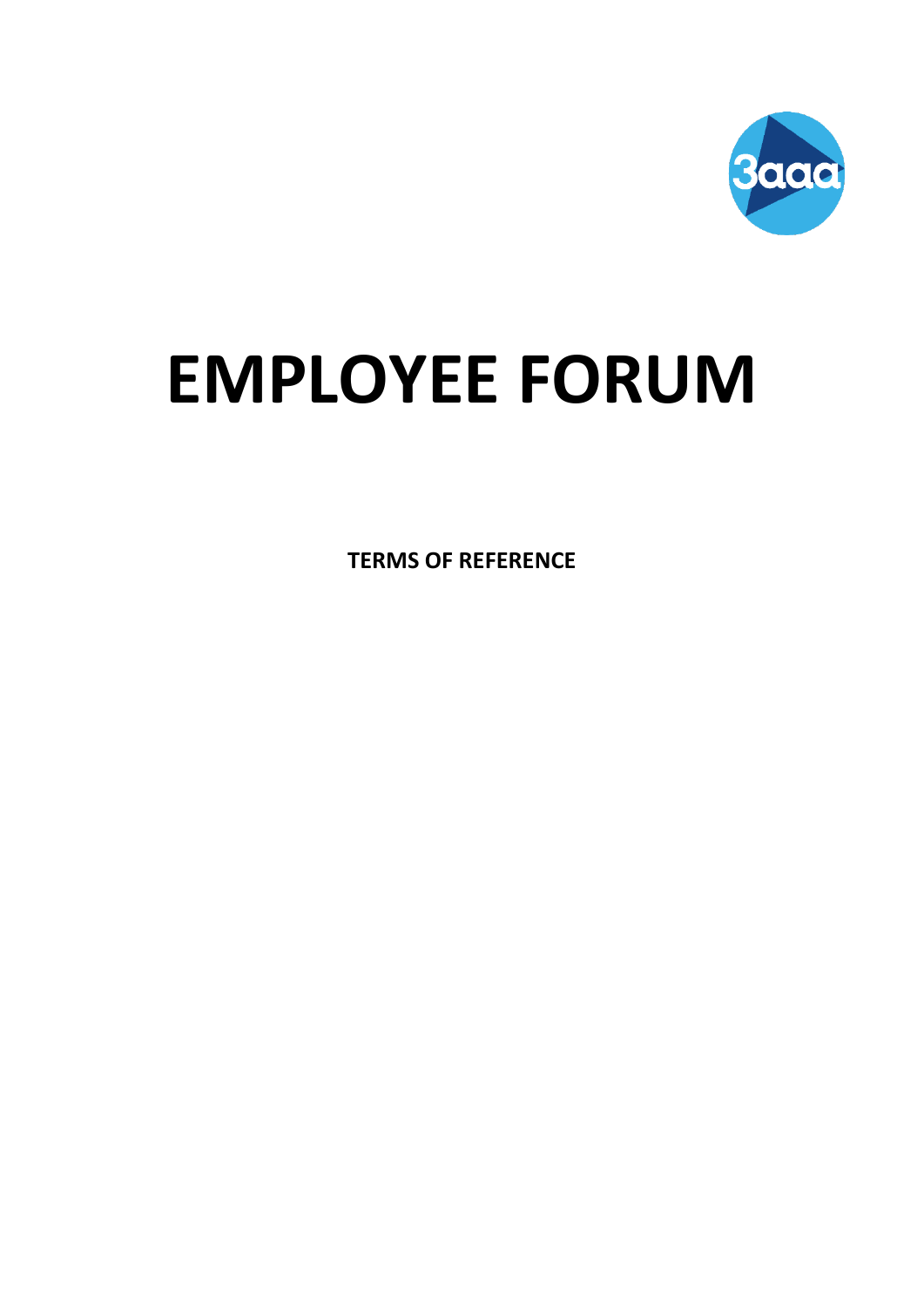# EMPLOYEE FORUM

**TERMS OF REFERENCE**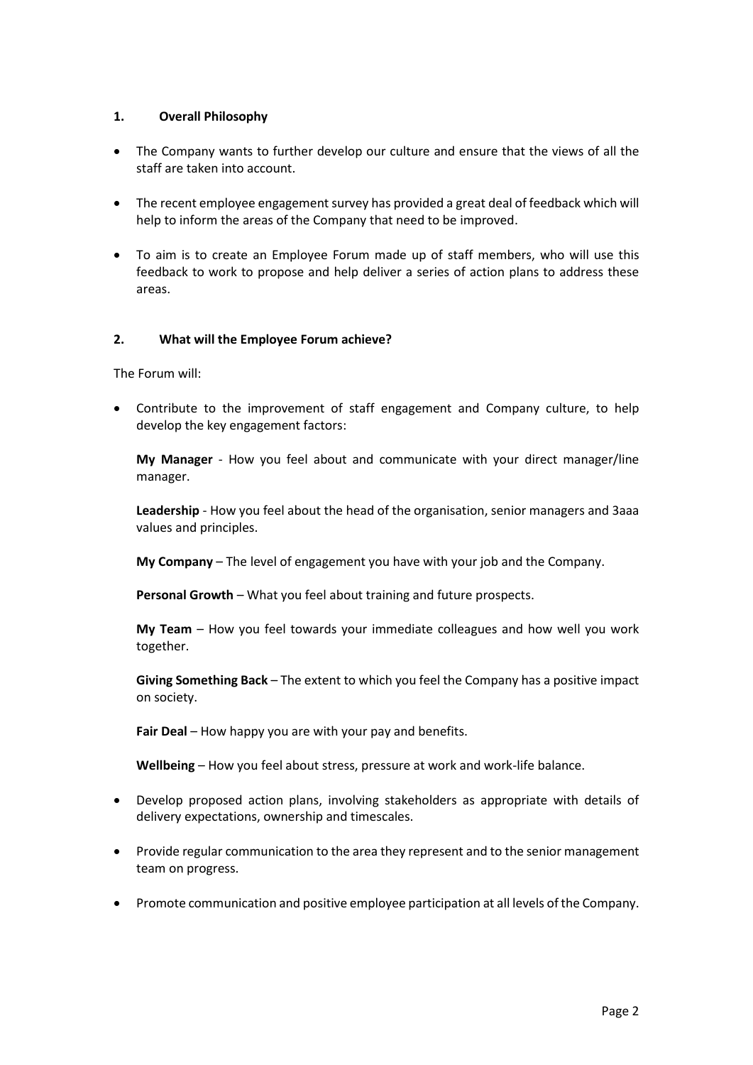## 1. Overall Philosophy

- The Company wants to further develop our culture and ensure that the views of all the staff are taken into account.
- The recent employee engagement survey has provided a great deal of feedback which will help to inform the areas of the Company that need to be improved.
- To aim is to create an Employee Forum made up of staff members, who will use this feedback to work to propose and help deliver a series of action plans to address these areas.

## 2. What will the Employee Forum achieve?

The Forum will:

- Contribute to the improvement of staff engagement and Company culture, to help develop the key engagement factors:

  **My Manager** - How you feel about and communicate with your direct manager/line manager.

  **Leadership** - How you feel about the head of the organisation, senior managers and 3aaa values and principles.

  **My Company** – The level of engagement you have with your job and the Company.

  **Personal Growth** – What you feel about training and future prospects.

  **My Team** – How you feel towards your immediate colleagues and how well you work together.

  **Giving Something Back** – The extent to which you feel the Company has a positive impact on society.

  **Fair Deal** – How happy you are with your pay and benefits.

  **Wellbeing** – How you feel about stress, pressure at work and work-life balance.

- Develop proposed action plans, involving stakeholders as appropriate with details of delivery expectations, ownership and timescales.
- Provide regular communication to the area they represent and to the senior management team on progress.
- Promote communication and positive employee participation at all levels of the Company.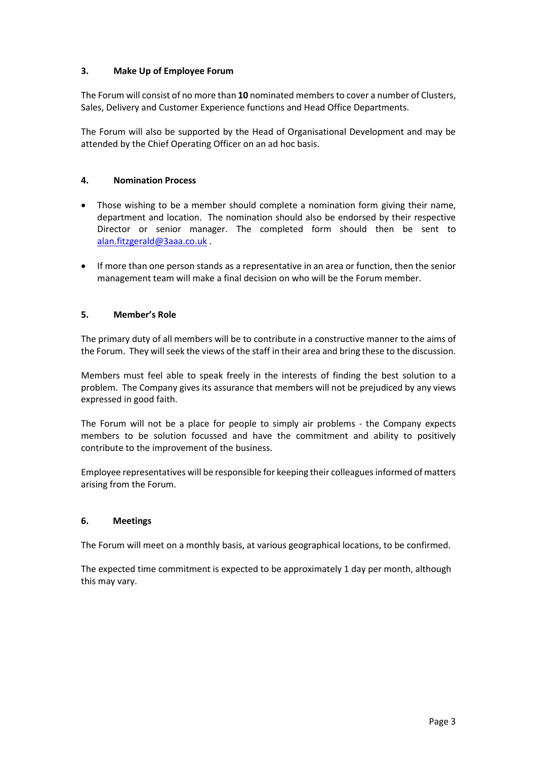## 3. Make Up of Employee Forum

The Forum will consist of no more than **10** nominated members to cover a number of Clusters, Sales, Delivery and Customer Experience functions and Head Office Departments.

The Forum will also be supported by the Head of Organisational Development and may be attended by the Chief Operating Officer on an ad hoc basis.

## 4. Nomination Process

- Those wishing to be a member should complete a nomination form giving their name, department and location. The nomination should also be endorsed by their respective Director or senior manager. The completed form should then be sent to alan.fitzgerald@3aaa.co.uk .
- If more than one person stands as a representative in an area or function, then the senior management team will make a final decision on who will be the Forum member.

## 5. Member's Role

The primary duty of all members will be to contribute in a constructive manner to the aims of the Forum. They will seek the views of the staff in their area and bring these to the discussion.

Members must feel able to speak freely in the interests of finding the best solution to a problem. The Company gives its assurance that members will not be prejudiced by any views expressed in good faith.

The Forum will not be a place for people to simply air problems - the Company expects members to be solution focussed and have the commitment and ability to positively contribute to the improvement of the business.

Employee representatives will be responsible for keeping their colleagues informed of matters arising from the Forum.

## 6. Meetings

The Forum will meet on a monthly basis, at various geographical locations, to be confirmed.

The expected time commitment is expected to be approximately 1 day per month, although this may vary.